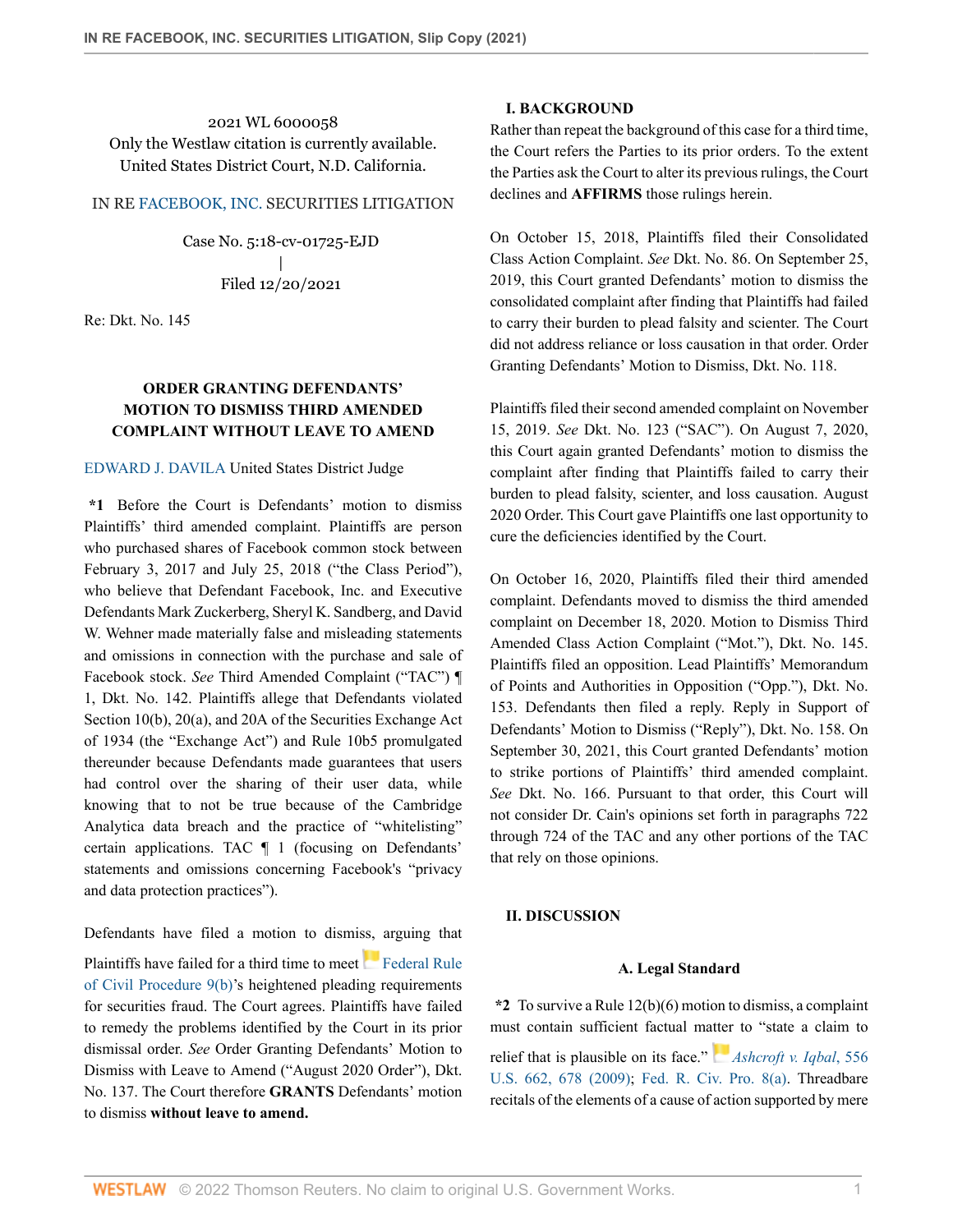2021 WL 6000058
Only the Westlaw citation is currently available.
United States District Court, N.D. California.

IN RE FACEBOOK, INC. SECURITIES LITIGATION

Case No. 5:18-cv-01725-EJD
|
Filed 12/20/2021

Re: Dkt. No. 145

**ORDER GRANTING DEFENDANTS' MOTION TO DISMISS THIRD AMENDED COMPLAINT WITHOUT LEAVE TO AMEND**

EDWARD J. DAVILA United States District Judge

**\*1** Before the Court is Defendants' motion to dismiss Plaintiffs' third amended complaint. Plaintiffs are person who purchased shares of Facebook common stock between February 3, 2017 and July 25, 2018 ("the Class Period"), who believe that Defendant Facebook, Inc. and Executive Defendants Mark Zuckerberg, Sheryl K. Sandberg, and David W. Wehner made materially false and misleading statements and omissions in connection with the purchase and sale of Facebook stock. *See* Third Amended Complaint ("TAC") ¶ 1, Dkt. No. 142. Plaintiffs allege that Defendants violated Section 10(b), 20(a), and 20A of the Securities Exchange Act of 1934 (the "Exchange Act") and Rule 10b5 promulgated thereunder because Defendants made guarantees that users had control over the sharing of their user data, while knowing that to not be true because of the Cambridge Analytica data breach and the practice of "whitelisting" certain applications. TAC ¶ 1 (focusing on Defendants' statements and omissions concerning Facebook's "privacy and data protection practices").

Defendants have filed a motion to dismiss, arguing that Plaintiffs have failed for a third time to meet Federal Rule of Civil Procedure 9(b)'s heightened pleading requirements for securities fraud. The Court agrees. Plaintiffs have failed to remedy the problems identified by the Court in its prior dismissal order. *See* Order Granting Defendants' Motion to Dismiss with Leave to Amend ("August 2020 Order"), Dkt. No. 137. The Court therefore **GRANTS** Defendants' motion to dismiss **without leave to amend.**

## I. BACKGROUND

Rather than repeat the background of this case for a third time, the Court refers the Parties to its prior orders. To the extent the Parties ask the Court to alter its previous rulings, the Court declines and **AFFIRMS** those rulings herein.

On October 15, 2018, Plaintiffs filed their Consolidated Class Action Complaint. *See* Dkt. No. 86. On September 25, 2019, this Court granted Defendants' motion to dismiss the consolidated complaint after finding that Plaintiffs had failed to carry their burden to plead falsity and scienter. The Court did not address reliance or loss causation in that order. Order Granting Defendants' Motion to Dismiss, Dkt. No. 118.

Plaintiffs filed their second amended complaint on November 15, 2019. *See* Dkt. No. 123 ("SAC"). On August 7, 2020, this Court again granted Defendants' motion to dismiss the complaint after finding that Plaintiffs failed to carry their burden to plead falsity, scienter, and loss causation. August 2020 Order. This Court gave Plaintiffs one last opportunity to cure the deficiencies identified by the Court.

On October 16, 2020, Plaintiffs filed their third amended complaint. Defendants moved to dismiss the third amended complaint on December 18, 2020. Motion to Dismiss Third Amended Class Action Complaint ("Mot."), Dkt. No. 145. Plaintiffs filed an opposition. Lead Plaintiffs' Memorandum of Points and Authorities in Opposition ("Opp."), Dkt. No. 153. Defendants then filed a reply. Reply in Support of Defendants' Motion to Dismiss ("Reply"), Dkt. No. 158. On September 30, 2021, this Court granted Defendants' motion to strike portions of Plaintiffs' third amended complaint. *See* Dkt. No. 166. Pursuant to that order, this Court will not consider Dr. Cain's opinions set forth in paragraphs 722 through 724 of the TAC and any other portions of the TAC that rely on those opinions.

## II. DISCUSSION

### A. Legal Standard

**\*2** To survive a Rule 12(b)(6) motion to dismiss, a complaint must contain sufficient factual matter to "state a claim to relief that is plausible on its face." *Ashcroft v. Iqbal*, 556 U.S. 662, 678 (2009); Fed. R. Civ. Pro. 8(a). Threadbare recitals of the elements of a cause of action supported by mere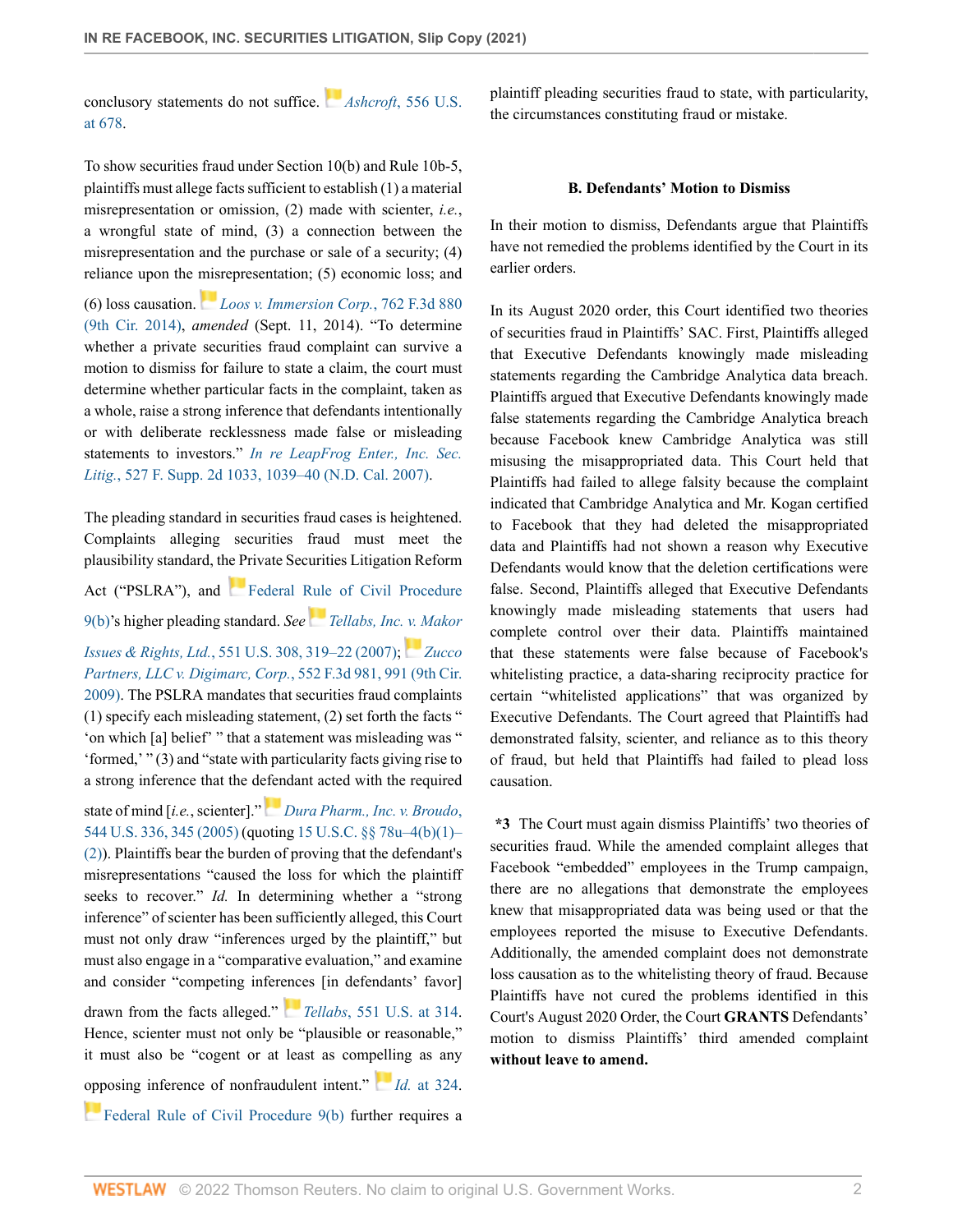conclusory statements do not suffice. *Ashcroft*, 556 U.S. at 678.

To show securities fraud under Section 10(b) and Rule 10b-5, plaintiffs must allege facts sufficient to establish (1) a material misrepresentation or omission, (2) made with scienter, *i.e.*, a wrongful state of mind, (3) a connection between the misrepresentation and the purchase or sale of a security; (4) reliance upon the misrepresentation; (5) economic loss; and (6) loss causation. *Loos v. Immersion Corp.*, 762 F.3d 880 (9th Cir. 2014), *amended* (Sept. 11, 2014). "To determine whether a private securities fraud complaint can survive a motion to dismiss for failure to state a claim, the court must determine whether particular facts in the complaint, taken as a whole, raise a strong inference that defendants intentionally or with deliberate recklessness made false or misleading statements to investors." *In re LeapFrog Enter., Inc. Sec. Litig.*, 527 F. Supp. 2d 1033, 1039–40 (N.D. Cal. 2007).

The pleading standard in securities fraud cases is heightened. Complaints alleging securities fraud must meet the plausibility standard, the Private Securities Litigation Reform Act ("PSLRA"), and Federal Rule of Civil Procedure 9(b)'s higher pleading standard. *See* *Tellabs, Inc. v. Makor Issues & Rights, Ltd.*, 551 U.S. 308, 319–22 (2007); *Zucco Partners, LLC v. Digimarc, Corp.*, 552 F.3d 981, 991 (9th Cir. 2009). The PSLRA mandates that securities fraud complaints (1) specify each misleading statement, (2) set forth the facts " 'on which [a] belief' " that a statement was misleading was " 'formed,' " (3) and "state with particularity facts giving rise to a strong inference that the defendant acted with the required state of mind [*i.e.*, scienter]." *Dura Pharm., Inc. v. Broudo*, 544 U.S. 336, 345 (2005) (quoting 15 U.S.C. §§ 78u–4(b)(1)–(2)). Plaintiffs bear the burden of proving that the defendant's misrepresentations "caused the loss for which the plaintiff seeks to recover." *Id.* In determining whether a "strong inference" of scienter has been sufficiently alleged, this Court must not only draw "inferences urged by the plaintiff," but must also engage in a "comparative evaluation," and examine and consider "competing inferences [in defendants' favor] drawn from the facts alleged." *Tellabs*, 551 U.S. at 314. Hence, scienter must not only be "plausible or reasonable," it must also be "cogent or at least as compelling as any opposing inference of nonfraudulent intent." *Id.* at 324. Federal Rule of Civil Procedure 9(b) further requires a plaintiff pleading securities fraud to state, with particularity, the circumstances constituting fraud or mistake.

### B. Defendants' Motion to Dismiss

In their motion to dismiss, Defendants argue that Plaintiffs have not remedied the problems identified by the Court in its earlier orders.

In its August 2020 order, this Court identified two theories of securities fraud in Plaintiffs' SAC. First, Plaintiffs alleged that Executive Defendants knowingly made misleading statements regarding the Cambridge Analytica data breach. Plaintiffs argued that Executive Defendants knowingly made false statements regarding the Cambridge Analytica breach because Facebook knew Cambridge Analytica was still misusing the misappropriated data. This Court held that Plaintiffs had failed to allege falsity because the complaint indicated that Cambridge Analytica and Mr. Kogan certified to Facebook that they had deleted the misappropriated data and Plaintiffs had not shown a reason why Executive Defendants would know that the deletion certifications were false. Second, Plaintiffs alleged that Executive Defendants knowingly made misleading statements that users had complete control over their data. Plaintiffs maintained that these statements were false because of Facebook's whitelisting practice, a data-sharing reciprocity practice for certain "whitelisted applications" that was organized by Executive Defendants. The Court agreed that Plaintiffs had demonstrated falsity, scienter, and reliance as to this theory of fraud, but held that Plaintiffs had failed to plead loss causation.

**\*3** The Court must again dismiss Plaintiffs' two theories of securities fraud. While the amended complaint alleges that Facebook "embedded" employees in the Trump campaign, there are no allegations that demonstrate the employees knew that misappropriated data was being used or that the employees reported the misuse to Executive Defendants. Additionally, the amended complaint does not demonstrate loss causation as to the whitelisting theory of fraud. Because Plaintiffs have not cured the problems identified in this Court's August 2020 Order, the Court **GRANTS** Defendants' motion to dismiss Plaintiffs' third amended complaint **without leave to amend.**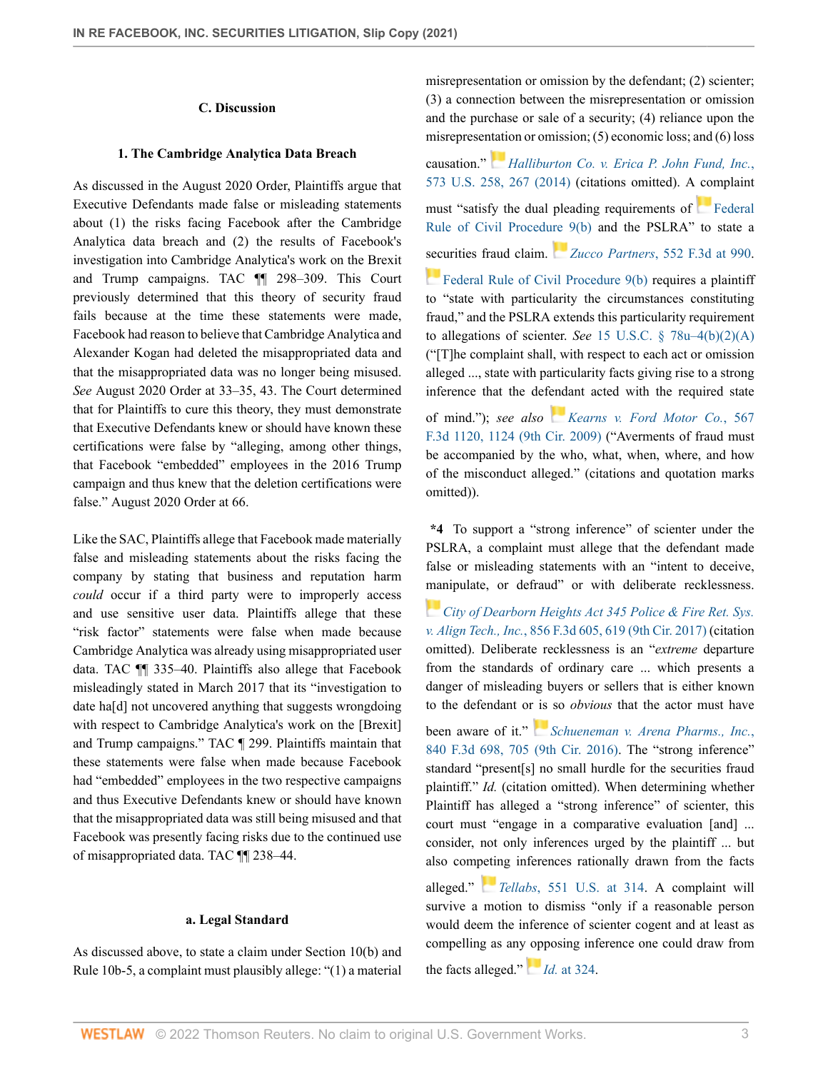### C. Discussion

#### 1. The Cambridge Analytica Data Breach

As discussed in the August 2020 Order, Plaintiffs argue that Executive Defendants made false or misleading statements about (1) the risks facing Facebook after the Cambridge Analytica data breach and (2) the results of Facebook's investigation into Cambridge Analytica's work on the Brexit and Trump campaigns. TAC ¶¶ 298–309. This Court previously determined that this theory of security fraud fails because at the time these statements were made, Facebook had reason to believe that Cambridge Analytica and Alexander Kogan had deleted the misappropriated data and that the misappropriated data was no longer being misused. *See* August 2020 Order at 33–35, 43. The Court determined that for Plaintiffs to cure this theory, they must demonstrate that Executive Defendants knew or should have known these certifications were false by "alleging, among other things, that Facebook "embedded" employees in the 2016 Trump campaign and thus knew that the deletion certifications were false." August 2020 Order at 66.

Like the SAC, Plaintiffs allege that Facebook made materially false and misleading statements about the risks facing the company by stating that business and reputation harm *could* occur if a third party were to improperly access and use sensitive user data. Plaintiffs allege that these "risk factor" statements were false when made because Cambridge Analytica was already using misappropriated user data. TAC ¶¶ 335–40. Plaintiffs also allege that Facebook misleadingly stated in March 2017 that its "investigation to date ha[d] not uncovered anything that suggests wrongdoing with respect to Cambridge Analytica's work on the [Brexit] and Trump campaigns." TAC ¶ 299. Plaintiffs maintain that these statements were false when made because Facebook had "embedded" employees in the two respective campaigns and thus Executive Defendants knew or should have known that the misappropriated data was still being misused and that Facebook was presently facing risks due to the continued use of misappropriated data. TAC ¶¶ 238–44.

##### a. Legal Standard

As discussed above, to state a claim under Section 10(b) and Rule 10b-5, a complaint must plausibly allege: "(1) a material misrepresentation or omission by the defendant; (2) scienter; (3) a connection between the misrepresentation or omission and the purchase or sale of a security; (4) reliance upon the misrepresentation or omission; (5) economic loss; and (6) loss causation." *Halliburton Co. v. Erica P. John Fund, Inc.*, 573 U.S. 258, 267 (2014) (citations omitted). A complaint must "satisfy the dual pleading requirements of Federal Rule of Civil Procedure 9(b) and the PSLRA" to state a securities fraud claim. *Zucco Partners*, 552 F.3d at 990. Federal Rule of Civil Procedure 9(b) requires a plaintiff to "state with particularity the circumstances constituting fraud," and the PSLRA extends this particularity requirement to allegations of scienter. *See* 15 U.S.C. § 78u–4(b)(2)(A) ("[T]he complaint shall, with respect to each act or omission alleged ..., state with particularity facts giving rise to a strong inference that the defendant acted with the required state of mind."); *see also* *Kearns v. Ford Motor Co.*, 567 F.3d 1120, 1124 (9th Cir. 2009) ("Averments of fraud must be accompanied by the who, what, when, where, and how of the misconduct alleged." (citations and quotation marks omitted)).

**\*4** To support a "strong inference" of scienter under the PSLRA, a complaint must allege that the defendant made false or misleading statements with an "intent to deceive, manipulate, or defraud" or with deliberate recklessness. *City of Dearborn Heights Act 345 Police & Fire Ret. Sys. v. Align Tech., Inc.*, 856 F.3d 605, 619 (9th Cir. 2017) (citation omitted). Deliberate recklessness is an "*extreme* departure from the standards of ordinary care ... which presents a danger of misleading buyers or sellers that is either known to the defendant or is so *obvious* that the actor must have been aware of it." *Schueneman v. Arena Pharms., Inc.*, 840 F.3d 698, 705 (9th Cir. 2016). The "strong inference" standard "present[s] no small hurdle for the securities fraud plaintiff." *Id.* (citation omitted). When determining whether Plaintiff has alleged a "strong inference" of scienter, this court must "engage in a comparative evaluation [and] ... consider, not only inferences urged by the plaintiff ... but also competing inferences rationally drawn from the facts alleged." *Tellabs*, 551 U.S. at 314. A complaint will survive a motion to dismiss "only if a reasonable person would deem the inference of scienter cogent and at least as compelling as any opposing inference one could draw from the facts alleged." *Id.* at 324.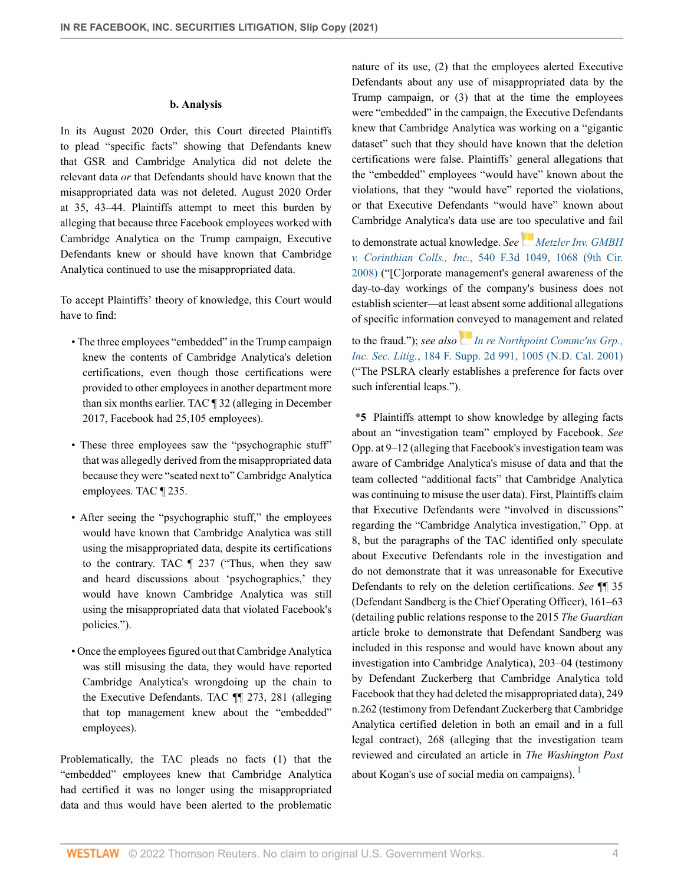#### b. Analysis

In its August 2020 Order, this Court directed Plaintiffs to plead "specific facts" showing that Defendants knew that GSR and Cambridge Analytica did not delete the relevant data *or* that Defendants should have known that the misappropriated data was not deleted. August 2020 Order at 35, 43–44. Plaintiffs attempt to meet this burden by alleging that because three Facebook employees worked with Cambridge Analytica on the Trump campaign, Executive Defendants knew or should have known that Cambridge Analytica continued to use the misappropriated data.

To accept Plaintiffs' theory of knowledge, this Court would have to find:

- The three employees "embedded" in the Trump campaign knew the contents of Cambridge Analytica's deletion certifications, even though those certifications were provided to other employees in another department more than six months earlier. TAC ¶ 32 (alleging in December 2017, Facebook had 25,105 employees).
- These three employees saw the "psychographic stuff" that was allegedly derived from the misappropriated data because they were "seated next to" Cambridge Analytica employees. TAC ¶ 235.
- After seeing the "psychographic stuff," the employees would have known that Cambridge Analytica was still using the misappropriated data, despite its certifications to the contrary. TAC ¶ 237 ("Thus, when they saw and heard discussions about 'psychographics,' they would have known Cambridge Analytica was still using the misappropriated data that violated Facebook's policies.").
- Once the employees figured out that Cambridge Analytica was still misusing the data, they would have reported Cambridge Analytica's wrongdoing up the chain to the Executive Defendants. TAC ¶¶ 273, 281 (alleging that top management knew about the "embedded" employees).

Problematically, the TAC pleads no facts (1) that the "embedded" employees knew that Cambridge Analytica had certified it was no longer using the misappropriated data and thus would have been alerted to the problematic nature of its use, (2) that the employees alerted Executive Defendants about any use of misappropriated data by the Trump campaign, or (3) that at the time the employees were "embedded" in the campaign, the Executive Defendants knew that Cambridge Analytica was working on a "gigantic dataset" such that they should have known that the deletion certifications were false. Plaintiffs' general allegations that the "embedded" employees "would have" known about the violations, that they "would have" reported the violations, or that Executive Defendants "would have" known about Cambridge Analytica's data use are too speculative and fail to demonstrate actual knowledge. *See* *Metzler Inv. GMBH v. Corinthian Colls., Inc.*, 540 F.3d 1049, 1068 (9th Cir. 2008) ("[C]orporate management's general awareness of the day-to-day workings of the company's business does not establish scienter—at least absent some additional allegations of specific information conveyed to management and related to the fraud."); *see also* *In re Northpoint Commc'ns Grp., Inc. Sec. Litig.*, 184 F. Supp. 2d 991, 1005 (N.D. Cal. 2001) ("The PSLRA clearly establishes a preference for facts over such inferential leaps.").

**\*5** Plaintiffs attempt to show knowledge by alleging facts about an "investigation team" employed by Facebook. *See* Opp. at 9–12 (alleging that Facebook's investigation team was aware of Cambridge Analytica's misuse of data and that the team collected "additional facts" that Cambridge Analytica was continuing to misuse the user data). First, Plaintiffs claim that Executive Defendants were "involved in discussions" regarding the "Cambridge Analytica investigation," Opp. at 8, but the paragraphs of the TAC identified only speculate about Executive Defendants role in the investigation and do not demonstrate that it was unreasonable for Executive Defendants to rely on the deletion certifications. *See* ¶¶ 35 (Defendant Sandberg is the Chief Operating Officer), 161–63 (detailing public relations response to the 2015 *The Guardian* article broke to demonstrate that Defendant Sandberg was included in this response and would have known about any investigation into Cambridge Analytica), 203–04 (testimony by Defendant Zuckerberg that Cambridge Analytica told Facebook that they had deleted the misappropriated data), 249 n.262 (testimony from Defendant Zuckerberg that Cambridge Analytica certified deletion in both an email and in a full legal contract), 268 (alleging that the investigation team reviewed and circulated an article in *The Washington Post* about Kogan's use of social media on campaigns). [1]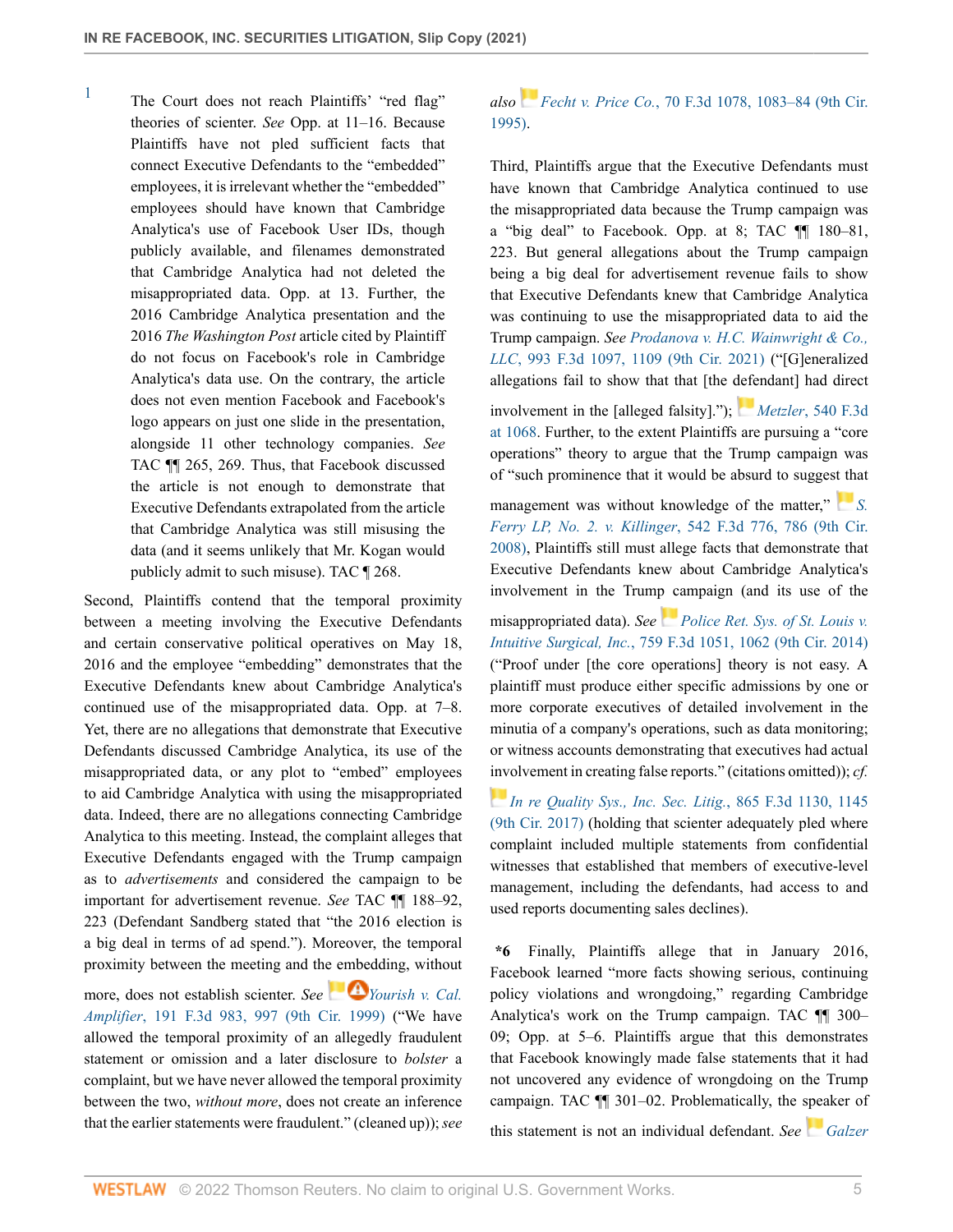1 The Court does not reach Plaintiffs' "red flag" theories of scienter. *See* Opp. at 11–16. Because Plaintiffs have not pled sufficient facts that connect Executive Defendants to the "embedded" employees, it is irrelevant whether the "embedded" employees should have known that Cambridge Analytica's use of Facebook User IDs, though publicly available, and filenames demonstrated that Cambridge Analytica had not deleted the misappropriated data. Opp. at 13. Further, the 2016 Cambridge Analytica presentation and the 2016 *The Washington Post* article cited by Plaintiff do not focus on Facebook's role in Cambridge Analytica's data use. On the contrary, the article does not even mention Facebook and Facebook's logo appears on just one slide in the presentation, alongside 11 other technology companies. *See* TAC ¶¶ 265, 269. Thus, that Facebook discussed the article is not enough to demonstrate that Executive Defendants extrapolated from the article that Cambridge Analytica was still misusing the data (and it seems unlikely that Mr. Kogan would publicly admit to such misuse). TAC ¶ 268.

Second, Plaintiffs contend that the temporal proximity between a meeting involving the Executive Defendants and certain conservative political operatives on May 18, 2016 and the employee "embedding" demonstrates that the Executive Defendants knew about Cambridge Analytica's continued use of the misappropriated data. Opp. at 7–8. Yet, there are no allegations that demonstrate that Executive Defendants discussed Cambridge Analytica, its use of the misappropriated data, or any plot to "embed" employees to aid Cambridge Analytica with using the misappropriated data. Indeed, there are no allegations connecting Cambridge Analytica to this meeting. Instead, the complaint alleges that Executive Defendants engaged with the Trump campaign as to *advertisements* and considered the campaign to be important for advertisement revenue. *See* TAC ¶¶ 188–92, 223 (Defendant Sandberg stated that "the 2016 election is a big deal in terms of ad spend."). Moreover, the temporal proximity between the meeting and the embedding, without more, does not establish scienter. *See* *Yourish v. Cal. Amplifier*, 191 F.3d 983, 997 (9th Cir. 1999) ("We have allowed the temporal proximity of an allegedly fraudulent statement or omission and a later disclosure to *bolster* a complaint, but we have never allowed the temporal proximity between the two, *without more*, does not create an inference that the earlier statements were fraudulent." (cleaned up)); *see also* *Fecht v. Price Co.*, 70 F.3d 1078, 1083–84 (9th Cir. 1995).

Third, Plaintiffs argue that the Executive Defendants must have known that Cambridge Analytica continued to use the misappropriated data because the Trump campaign was a "big deal" to Facebook. Opp. at 8; TAC ¶¶ 180–81, 223. But general allegations about the Trump campaign being a big deal for advertisement revenue fails to show that Executive Defendants knew that Cambridge Analytica was continuing to use the misappropriated data to aid the Trump campaign. *See* *Prodanova v. H.C. Wainwright & Co., LLC*, 993 F.3d 1097, 1109 (9th Cir. 2021) ("[G]eneralized allegations fail to show that that [the defendant] had direct involvement in the [alleged falsity]."); *Metzler*, 540 F.3d at 1068. Further, to the extent Plaintiffs are pursuing a "core operations" theory to argue that the Trump campaign was of "such prominence that it would be absurd to suggest that management was without knowledge of the matter," *S. Ferry LP, No. 2. v. Killinger*, 542 F.3d 776, 786 (9th Cir. 2008), Plaintiffs still must allege facts that demonstrate that Executive Defendants knew about Cambridge Analytica's involvement in the Trump campaign (and its use of the misappropriated data). *See* *Police Ret. Sys. of St. Louis v. Intuitive Surgical, Inc.*, 759 F.3d 1051, 1062 (9th Cir. 2014) ("Proof under [the core operations] theory is not easy. A plaintiff must produce either specific admissions by one or more corporate executives of detailed involvement in the minutia of a company's operations, such as data monitoring; or witness accounts demonstrating that executives had actual involvement in creating false reports." (citations omitted)); *cf.* *In re Quality Sys., Inc. Sec. Litig.*, 865 F.3d 1130, 1145 (9th Cir. 2017) (holding that scienter adequately pled where complaint included multiple statements from confidential witnesses that established that members of executive-level management, including the defendants, had access to and used reports documenting sales declines).

**\*6** Finally, Plaintiffs allege that in January 2016, Facebook learned "more facts showing serious, continuing policy violations and wrongdoing," regarding Cambridge Analytica's work on the Trump campaign. TAC ¶¶ 300–09; Opp. at 5–6. Plaintiffs argue that this demonstrates that Facebook knowingly made false statements that it had not uncovered any evidence of wrongdoing on the Trump campaign. TAC ¶¶ 301–02. Problematically, the speaker of this statement is not an individual defendant. *See* *Galzer*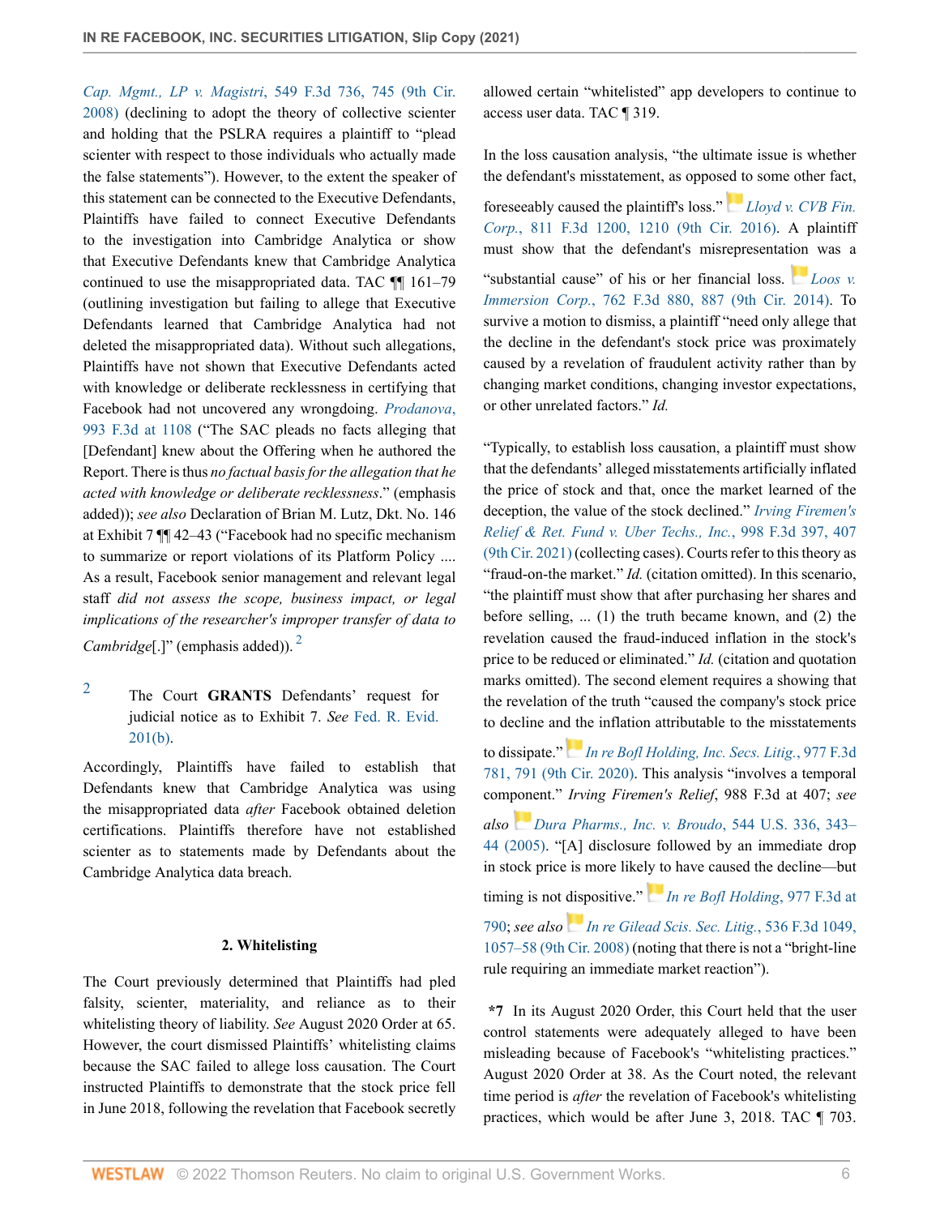*Cap. Mgmt., LP v. Magistri*, 549 F.3d 736, 745 (9th Cir. 2008) (declining to adopt the theory of collective scienter and holding that the PSLRA requires a plaintiff to "plead scienter with respect to those individuals who actually made the false statements"). However, to the extent the speaker of this statement can be connected to the Executive Defendants, Plaintiffs have failed to connect Executive Defendants to the investigation into Cambridge Analytica or show that Executive Defendants knew that Cambridge Analytica continued to use the misappropriated data. TAC ¶¶ 161–79 (outlining investigation but failing to allege that Executive Defendants learned that Cambridge Analytica had not deleted the misappropriated data). Without such allegations, Plaintiffs have not shown that Executive Defendants acted with knowledge or deliberate recklessness in certifying that Facebook had not uncovered any wrongdoing. *Prodanova*, 993 F.3d at 1108 ("The SAC pleads no facts alleging that [Defendant] knew about the Offering when he authored the Report. There is thus *no factual basis for the allegation that he acted with knowledge or deliberate recklessness*." (emphasis added)); *see also* Declaration of Brian M. Lutz, Dkt. No. 146 at Exhibit 7 ¶¶ 42–43 ("Facebook had no specific mechanism to summarize or report violations of its Platform Policy .... As a result, Facebook senior management and relevant legal staff *did not assess the scope, business impact, or legal implications of the researcher's improper transfer of data to Cambridge*[.]" (emphasis added)).[2]

[2] The Court **GRANTS** Defendants' request for judicial notice as to Exhibit 7. *See* Fed. R. Evid. 201(b).

Accordingly, Plaintiffs have failed to establish that Defendants knew that Cambridge Analytica was using the misappropriated data *after* Facebook obtained deletion certifications. Plaintiffs therefore have not established scienter as to statements made by Defendants about the Cambridge Analytica data breach.

## 2. Whitelisting

The Court previously determined that Plaintiffs had pled falsity, scienter, materiality, and reliance as to their whitelisting theory of liability. *See* August 2020 Order at 65. However, the court dismissed Plaintiffs' whitelisting claims because the SAC failed to allege loss causation. The Court instructed Plaintiffs to demonstrate that the stock price fell in June 2018, following the revelation that Facebook secretly allowed certain "whitelisted" app developers to continue to access user data. TAC ¶ 319.

In the loss causation analysis, "the ultimate issue is whether the defendant's misstatement, as opposed to some other fact, foreseeably caused the plaintiff's loss." *Lloyd v. CVB Fin. Corp.*, 811 F.3d 1200, 1210 (9th Cir. 2016). A plaintiff must show that the defendant's misrepresentation was a "substantial cause" of his or her financial loss. *Loos v. Immersion Corp.*, 762 F.3d 880, 887 (9th Cir. 2014). To survive a motion to dismiss, a plaintiff "need only allege that the decline in the defendant's stock price was proximately caused by a revelation of fraudulent activity rather than by changing market conditions, changing investor expectations, or other unrelated factors." *Id.*

"Typically, to establish loss causation, a plaintiff must show that the defendants' alleged misstatements artificially inflated the price of stock and that, once the market learned of the deception, the value of the stock declined." *Irving Firemen's Relief & Ret. Fund v. Uber Techs., Inc.*, 998 F.3d 397, 407 (9th Cir. 2021) (collecting cases). Courts refer to this theory as "fraud-on-the market." *Id.* (citation omitted). In this scenario, "the plaintiff must show that after purchasing her shares and before selling, ... (1) the truth became known, and (2) the revelation caused the fraud-induced inflation in the stock's price to be reduced or eliminated." *Id.* (citation and quotation marks omitted). The second element requires a showing that the revelation of the truth "caused the company's stock price to decline and the inflation attributable to the misstatements to dissipate." *In re Bofl Holding, Inc. Secs. Litig.*, 977 F.3d 781, 791 (9th Cir. 2020). This analysis "involves a temporal component." *Irving Firemen's Relief*, 988 F.3d at 407; *see also* *Dura Pharms., Inc. v. Broudo*, 544 U.S. 336, 343–44 (2005). "[A] disclosure followed by an immediate drop in stock price is more likely to have caused the decline—but timing is not dispositive." *In re Bofl Holding*, 977 F.3d at 790; *see also* *In re Gilead Scis. Sec. Litig.*, 536 F.3d 1049, 1057–58 (9th Cir. 2008) (noting that there is not a "bright-line rule requiring an immediate market reaction").

**\*7** In its August 2020 Order, this Court held that the user control statements were adequately alleged to have been misleading because of Facebook's "whitelisting practices." August 2020 Order at 38. As the Court noted, the relevant time period is *after* the revelation of Facebook's whitelisting practices, which would be after June 3, 2018. TAC ¶ 703.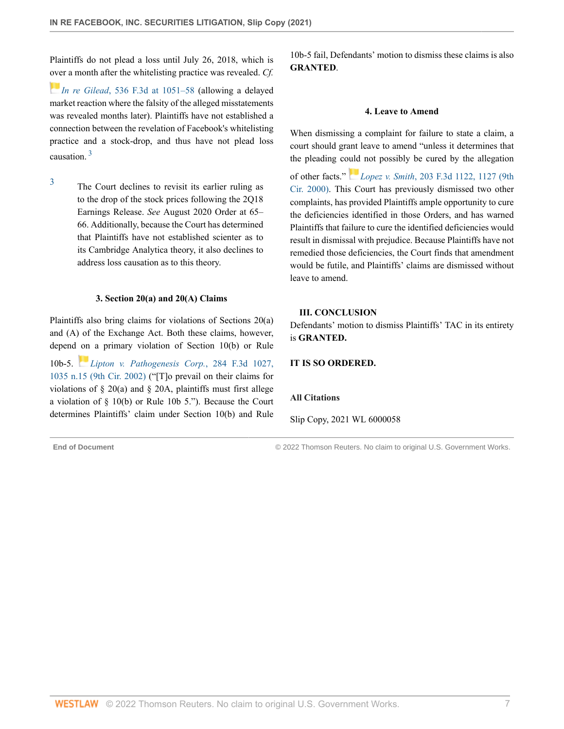Plaintiffs do not plead a loss until July 26, 2018, which is over a month after the whitelisting practice was revealed. *Cf. In re Gilead*, 536 F.3d at 1051–58 (allowing a delayed market reaction where the falsity of the alleged misstatements was revealed months later). Plaintiffs have not established a connection between the revelation of Facebook's whitelisting practice and a stock-drop, and thus have not plead loss causation.[3]

[3] The Court declines to revisit its earlier ruling as to the drop of the stock prices following the 2Q18 Earnings Release. *See* August 2020 Order at 65–66. Additionally, because the Court has determined that Plaintiffs have not established scienter as to its Cambridge Analytica theory, it also declines to address loss causation as to this theory.

### 3. Section 20(a) and 20(A) Claims

Plaintiffs also bring claims for violations of Sections 20(a) and (A) of the Exchange Act. Both these claims, however, depend on a primary violation of Section 10(b) or Rule 10b-5. *Lipton v. Pathogenesis Corp.*, 284 F.3d 1027, 1035 n.15 (9th Cir. 2002) ("[T]o prevail on their claims for violations of § 20(a) and § 20A, plaintiffs must first allege a violation of § 10(b) or Rule 10b 5."). Because the Court determines Plaintiffs' claim under Section 10(b) and Rule 10b-5 fail, Defendants' motion to dismiss these claims is also **GRANTED**.

### 4. Leave to Amend

When dismissing a complaint for failure to state a claim, a court should grant leave to amend "unless it determines that the pleading could not possibly be cured by the allegation of other facts." *Lopez v. Smith*, 203 F.3d 1122, 1127 (9th Cir. 2000). This Court has previously dismissed two other complaints, has provided Plaintiffs ample opportunity to cure the deficiencies identified in those Orders, and has warned Plaintiffs that failure to cure the identified deficiencies would result in dismissal with prejudice. Because Plaintiffs have not remedied those deficiencies, the Court finds that amendment would be futile, and Plaintiffs' claims are dismissed without leave to amend.

## III. CONCLUSION

Defendants' motion to dismiss Plaintiffs' TAC in its entirety is **GRANTED.**

**IT IS SO ORDERED.**

**All Citations**

Slip Copy, 2021 WL 6000058

**End of Document** © 2022 Thomson Reuters. No claim to original U.S. Government Works.